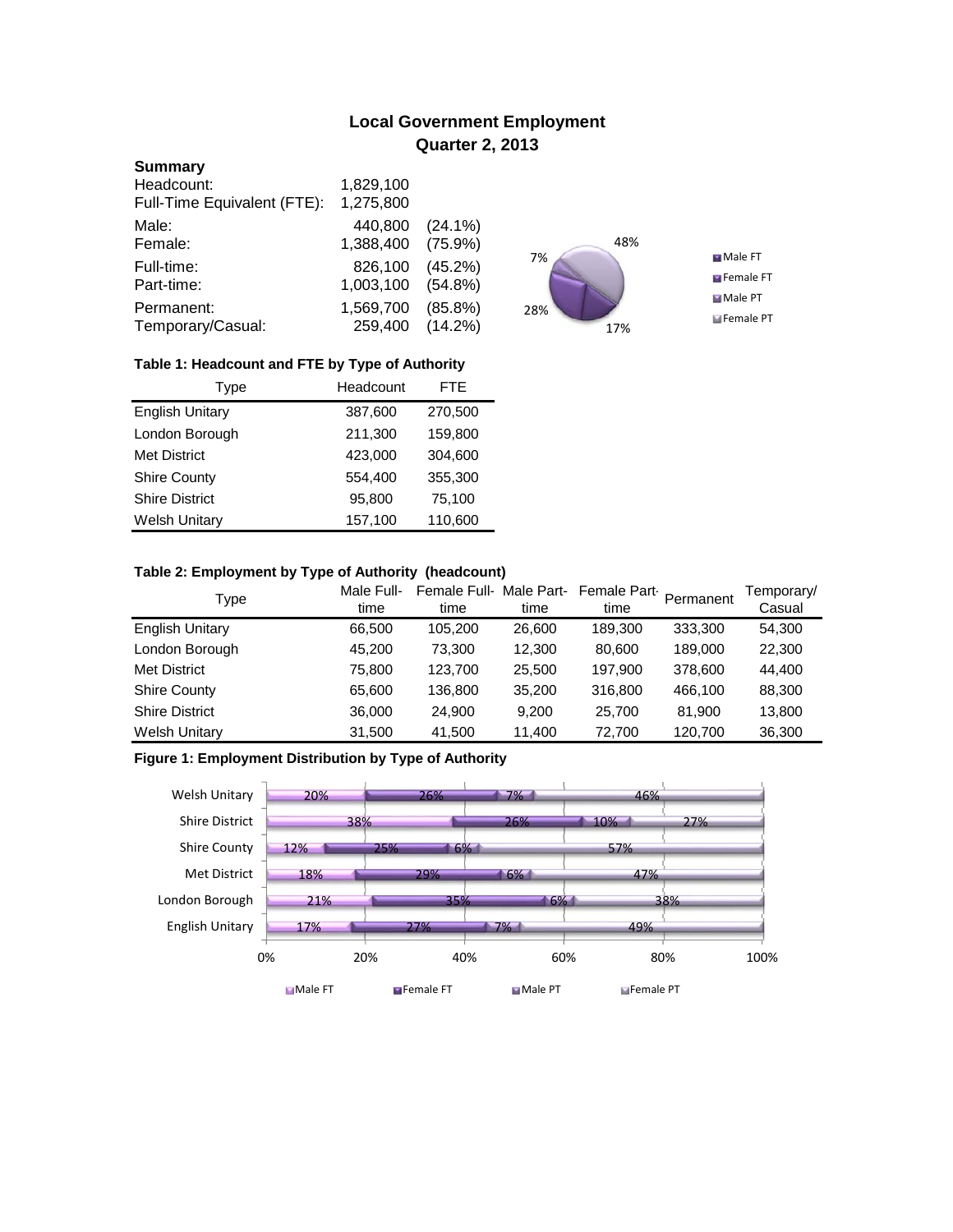# Local Government Employment
## Quarter 2, 2013

**Summary**

| | | |
|---|---|---|
| Headcount: | 1,829,100 | |
| Full-Time Equivalent (FTE): | 1,275,800 | |
| Male: | 440,800 | (24.1%) |
| Female: | 1,388,400 | (75.9%) |
| Full-time: | 826,100 | (45.2%) |
| Part-time: | 1,003,100 | (54.8%) |
| Permanent: | 1,569,700 | (85.8%) |
| Temporary/Casual: | 259,400 | (14.2%) |

48%
7%
28%
17%

Male FT
Female FT
Male PT
Female PT

**Table 1: Headcount and FTE by Type of Authority**

| Type | Headcount | FTE |
|---|---|---|
| English Unitary | 387,600 | 270,500 |
| London Borough | 211,300 | 159,800 |
| Met District | 423,000 | 304,600 |
| Shire County | 554,400 | 355,300 |
| Shire District | 95,800 | 75,100 |
| Welsh Unitary | 157,100 | 110,600 |

**Table 2: Employment by Type of Authority (headcount)**

| Type | Male Full-time | Female Full-time | Male Part-time | Female Part-time | Permanent | Temporary/ Casual |
|---|---|---|---|---|---|---|
| English Unitary | 66,500 | 105,200 | 26,600 | 189,300 | 333,300 | 54,300 |
| London Borough | 45,200 | 73,300 | 12,300 | 80,600 | 189,000 | 22,300 |
| Met District | 75,800 | 123,700 | 25,500 | 197,900 | 378,600 | 44,400 |
| Shire County | 65,600 | 136,800 | 35,200 | 316,800 | 466,100 | 88,300 |
| Shire District | 36,000 | 24,900 | 9,200 | 25,700 | 81,900 | 13,800 |
| Welsh Unitary | 31,500 | 41,500 | 11,400 | 72,700 | 120,700 | 36,300 |

**Figure 1: Employment Distribution by Type of Authority**

| Type | Male FT | Female FT | Male PT | Female PT |
|---|---|---|---|---|
| Welsh Unitary | 20% | 26% | 7% | 46% |
| Shire District | 38% | 26% | 10% | 27% |
| Shire County | 12% | 25% | 6% | 57% |
| Met District | 18% | 29% | 6% | 47% |
| London Borough | 21% | 35% | 6% | 38% |
| English Unitary | 17% | 27% | 7% | 49% |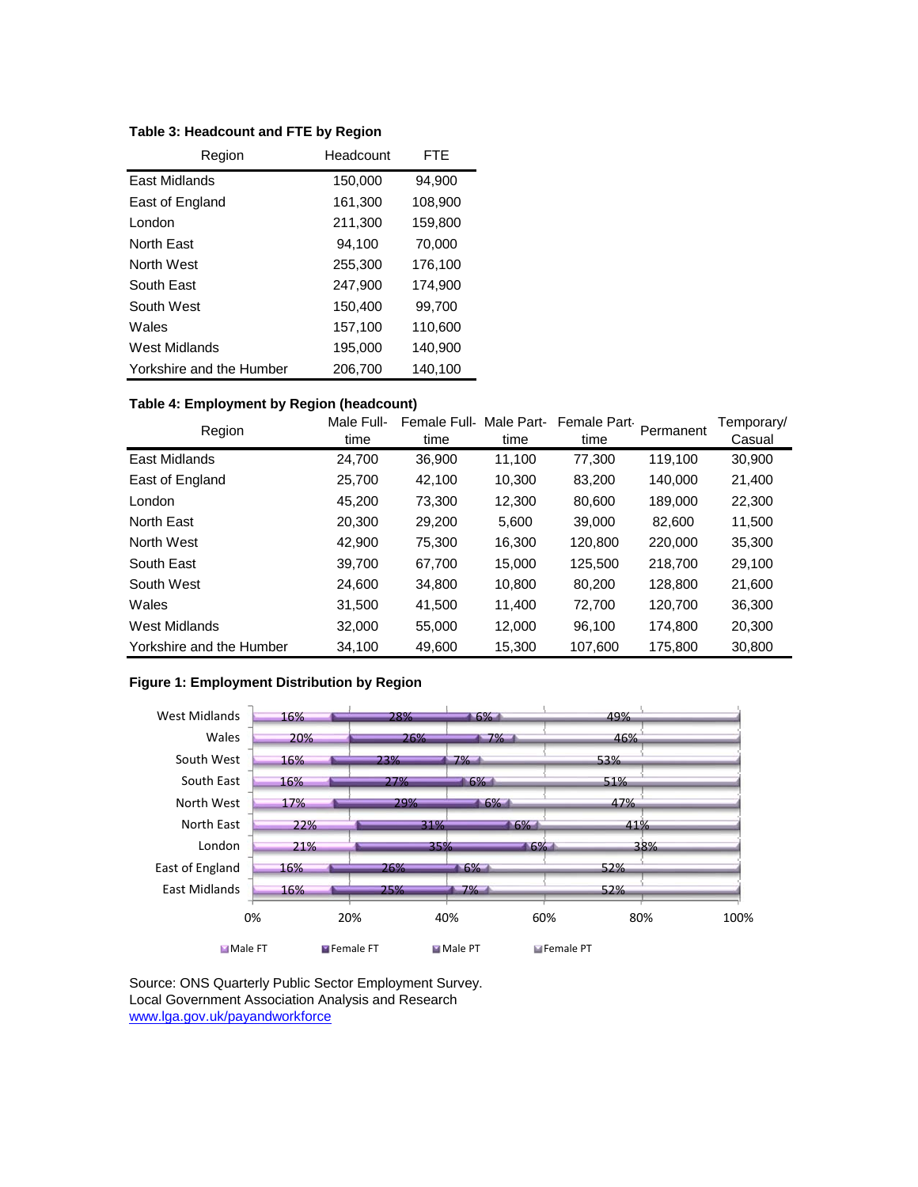**Table 3: Headcount and FTE by Region**

| Region | Headcount | FTE |
|---|---|---|
| East Midlands | 150,000 | 94,900 |
| East of England | 161,300 | 108,900 |
| London | 211,300 | 159,800 |
| North East | 94,100 | 70,000 |
| North West | 255,300 | 176,100 |
| South East | 247,900 | 174,900 |
| South West | 150,400 | 99,700 |
| Wales | 157,100 | 110,600 |
| West Midlands | 195,000 | 140,900 |
| Yorkshire and the Humber | 206,700 | 140,100 |

**Table 4: Employment by Region (headcount)**

| Region | Male Full-time | Female Full-time | Male Part-time | Female Part-time | Permanent | Temporary/ Casual |
|---|---|---|---|---|---|---|
| East Midlands | 24,700 | 36,900 | 11,100 | 77,300 | 119,100 | 30,900 |
| East of England | 25,700 | 42,100 | 10,300 | 83,200 | 140,000 | 21,400 |
| London | 45,200 | 73,300 | 12,300 | 80,600 | 189,000 | 22,300 |
| North East | 20,300 | 29,200 | 5,600 | 39,000 | 82,600 | 11,500 |
| North West | 42,900 | 75,300 | 16,300 | 120,800 | 220,000 | 35,300 |
| South East | 39,700 | 67,700 | 15,000 | 125,500 | 218,700 | 29,100 |
| South West | 24,600 | 34,800 | 10,800 | 80,200 | 128,800 | 21,600 |
| Wales | 31,500 | 41,500 | 11,400 | 72,700 | 120,700 | 36,300 |
| West Midlands | 32,000 | 55,000 | 12,000 | 96,100 | 174,800 | 20,300 |
| Yorkshire and the Humber | 34,100 | 49,600 | 15,300 | 107,600 | 175,800 | 30,800 |

**Figure 1: Employment Distribution by Region**

West Midlands 16% 28% 6% 49%
Wales 20% 26% 7% 46%
South West 16% 23% 7% 53%
South East 16% 27% 6% 51%
North West 17% 29% 6% 47%
North East 22% 31% 6% 41%
London 21% 35% 6% 38%
East of England 16% 26% 6% 52%
East Midlands 16% 25% 7% 52%

0% 20% 40% 60% 80% 100%

Male FT Female FT Male PT Female PT

Source: ONS Quarterly Public Sector Employment Survey.
Local Government Association Analysis and Research
[www.lga.gov.uk/payandworkforce](http://www.lga.gov.uk/payandworkforce)